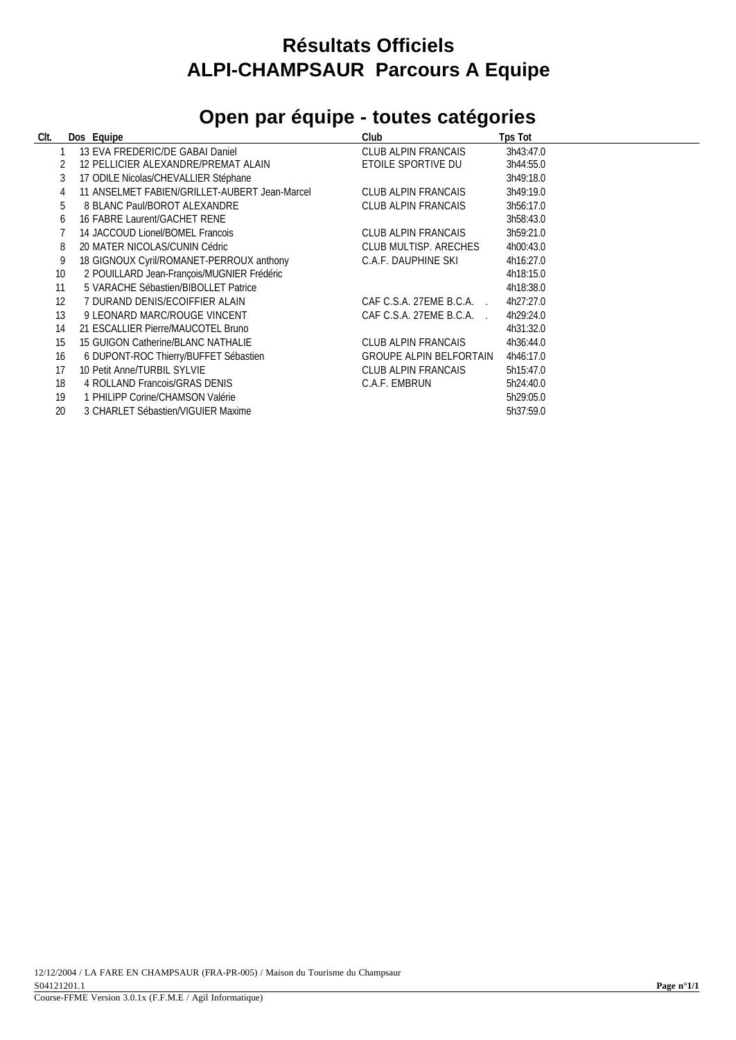# Résultats Officiels
# ALPI-CHAMPSAUR Parcours A Equipe

## Open par équipe - toutes catégories

| Clt. | Dos | Equipe | Club | Tps Tot |
|---|---|---|---|---|
| 1 | 13 | EVA FREDERIC/DE GABAI Daniel | CLUB ALPIN FRANCAIS | 3h43:47.0 |
| 2 | 12 | PELLICIER ALEXANDRE/PREMAT ALAIN | ETOILE SPORTIVE DU | 3h44:55.0 |
| 3 | 17 | ODILE Nicolas/CHEVALLIER Stéphane | | 3h49:18.0 |
| 4 | 11 | ANSELMET FABIEN/GRILLET-AUBERT Jean-Marcel | CLUB ALPIN FRANCAIS | 3h49:19.0 |
| 5 | 8 | BLANC Paul/BOROT ALEXANDRE | CLUB ALPIN FRANCAIS | 3h56:17.0 |
| 6 | 16 | FABRE Laurent/GACHET RENE | | 3h58:43.0 |
| 7 | 14 | JACCOUD Lionel/BOMEL Francois | CLUB ALPIN FRANCAIS | 3h59:21.0 |
| 8 | 20 | MATER NICOLAS/CUNIN Cédric | CLUB MULTISP. ARECHES | 4h00:43.0 |
| 9 | 18 | GIGNOUX Cyril/ROMANET-PERROUX anthony | C.A.F. DAUPHINE SKI | 4h16:27.0 |
| 10 | 2 | POUILLARD Jean-François/MUGNIER Frédéric | | 4h18:15.0 |
| 11 | 5 | VARACHE Sébastien/BIBOLLET Patrice | | 4h18:38.0 |
| 12 | 7 | DURAND DENIS/ECOIFFIER ALAIN | CAF C.S.A. 27EME B.C.A. . | 4h27:27.0 |
| 13 | 9 | LEONARD MARC/ROUGE VINCENT | CAF C.S.A. 27EME B.C.A. . | 4h29:24.0 |
| 14 | 21 | ESCALLIER Pierre/MAUCOTEL Bruno | | 4h31:32.0 |
| 15 | 15 | GUIGON Catherine/BLANC NATHALIE | CLUB ALPIN FRANCAIS | 4h36:44.0 |
| 16 | 6 | DUPONT-ROC Thierry/BUFFET Sébastien | GROUPE ALPIN BELFORTAIN | 4h46:17.0 |
| 17 | 10 | Petit Anne/TURBIL SYLVIE | CLUB ALPIN FRANCAIS | 5h15:47.0 |
| 18 | 4 | ROLLAND Francois/GRAS DENIS | C.A.F. EMBRUN | 5h24:40.0 |
| 19 | 1 | PHILIPP Corine/CHAMSON Valérie | | 5h29:05.0 |
| 20 | 3 | CHARLET Sébastien/VIGUIER Maxime | | 5h37:59.0 |

12/12/2004 / LA FARE EN CHAMPSAUR (FRA-PR-005) / Maison du Tourisme du Champsaur
S04121201.1
Course-FFME Version 3.0.1x (F.F.M.E / Agil Informatique)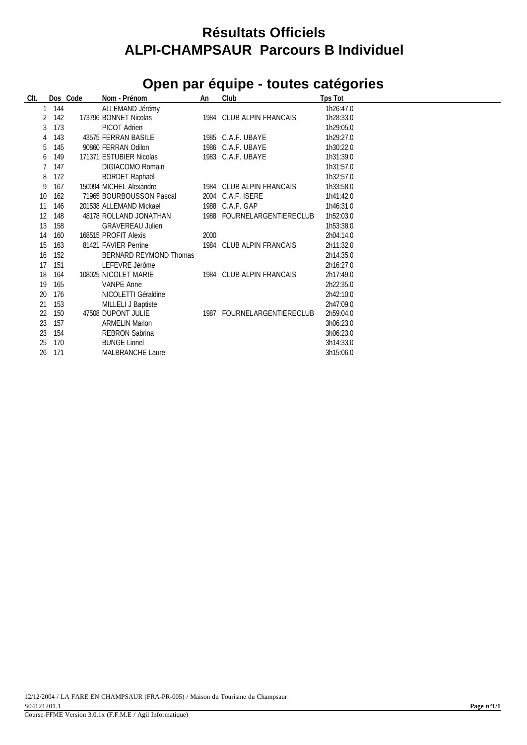# Résultats Officiels
# ALPI-CHAMPSAUR Parcours B Individuel

## Open par équipe - toutes catégories

| Clt. | Dos | Code | Nom - Prénom | An | Club | Tps Tot |
|---|---|---|---|---|---|---|
| 1 | 144 | | ALLEMAND Jérémy | | | 1h26:47.0 |
| 2 | 142 | 173796 | BONNET Nicolas | 1984 | CLUB ALPIN FRANCAIS | 1h28:33.0 |
| 3 | 173 | | PICOT Adrien | | | 1h29:05.0 |
| 4 | 143 | 43575 | FERRAN BASILE | 1985 | C.A.F. UBAYE | 1h29:27.0 |
| 5 | 145 | 90860 | FERRAN Odilon | 1986 | C.A.F. UBAYE | 1h30:22.0 |
| 6 | 149 | 171371 | ESTUBIER Nicolas | 1983 | C.A.F. UBAYE | 1h31:39.0 |
| 7 | 147 | | DIGIACOMO Romain | | | 1h31:57.0 |
| 8 | 172 | | BORDET Raphaël | | | 1h32:57.0 |
| 9 | 167 | 150094 | MICHEL Alexandre | 1984 | CLUB ALPIN FRANCAIS | 1h33:58.0 |
| 10 | 162 | 71965 | BOURBOUSSON Pascal | 2004 | C.A.F. ISERE | 1h41:42.0 |
| 11 | 146 | 201538 | ALLEMAND Mickael | 1988 | C.A.F. GAP | 1h46:31.0 |
| 12 | 148 | 48178 | ROLLAND JONATHAN | 1988 | FOURNELARGENTIERECLUB | 1h52:03.0 |
| 13 | 158 | | GRAVEREAU Julien | | | 1h53:38.0 |
| 14 | 160 | 168515 | PROFIT Alexis | 2000 | | 2h04:14.0 |
| 15 | 163 | 81421 | FAVIER Perrine | 1984 | CLUB ALPIN FRANCAIS | 2h11:32.0 |
| 16 | 152 | | BERNARD REYMOND Thomas | | | 2h14:35.0 |
| 17 | 151 | | LEFEVRE Jérôme | | | 2h16:27.0 |
| 18 | 164 | 108025 | NICOLET MARIE | 1984 | CLUB ALPIN FRANCAIS | 2h17:49.0 |
| 19 | 165 | | VANPE Anne | | | 2h22:35.0 |
| 20 | 176 | | NICOLETTI Géraldine | | | 2h42:10.0 |
| 21 | 153 | | MILLELI J Baptiste | | | 2h47:09.0 |
| 22 | 150 | 47508 | DUPONT JULIE | 1987 | FOURNELARGENTIERECLUB | 2h59:04.0 |
| 23 | 157 | | ARMELIN Marion | | | 3h06:23.0 |
| 23 | 154 | | REBRON Sabrina | | | 3h06:23.0 |
| 25 | 170 | | BUNGE Lionel | | | 3h14:33.0 |
| 26 | 171 | | MALBRANCHE Laure | | | 3h15:06.0 |

12/12/2004 / LA FARE EN CHAMPSAUR (FRA-PR-005) / Maison du Tourisme du Champsaur
S04121201.1
Course-FFME Version 3.0.1x (F.F.M.E / Agil Informatique)